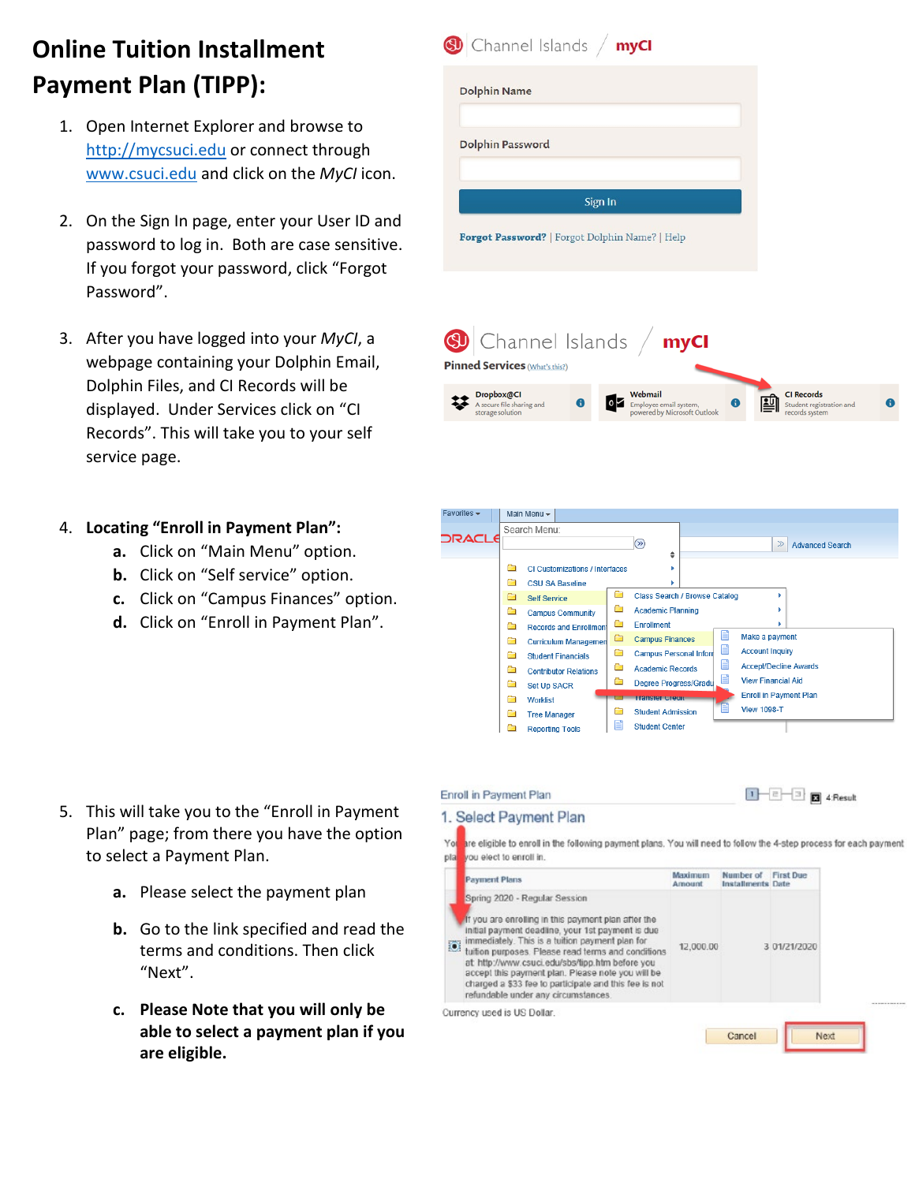# Online Tuition Installment Payment Plan (TIPP):

1. Open Internet Explorer and browse to http://mycsuci.edu or connect through www.csuci.edu and click on the *MyCI* icon.

2. On the Sign In page, enter your User ID and password to log in. Both are case sensitive. If you forgot your password, click "Forgot Password".

3. After you have logged into your *MyCI*, a webpage containing your Dolphin Email, Dolphin Files, and CI Records will be displayed. Under Services click on "CI Records". This will take you to your self service page.

4. **Locating "Enroll in Payment Plan":**
   a. Click on "Main Menu" option.
   b. Click on "Self service" option.
   c. Click on "Campus Finances" option.
   d. Click on "Enroll in Payment Plan".

5. This will take you to the "Enroll in Payment Plan" page; from there you have the option to select a Payment Plan.

   a. Please select the payment plan

   b. Go to the link specified and read the terms and conditions. Then click "Next".

   c. **Please Note that you will only be able to select a payment plan if you are eligible.**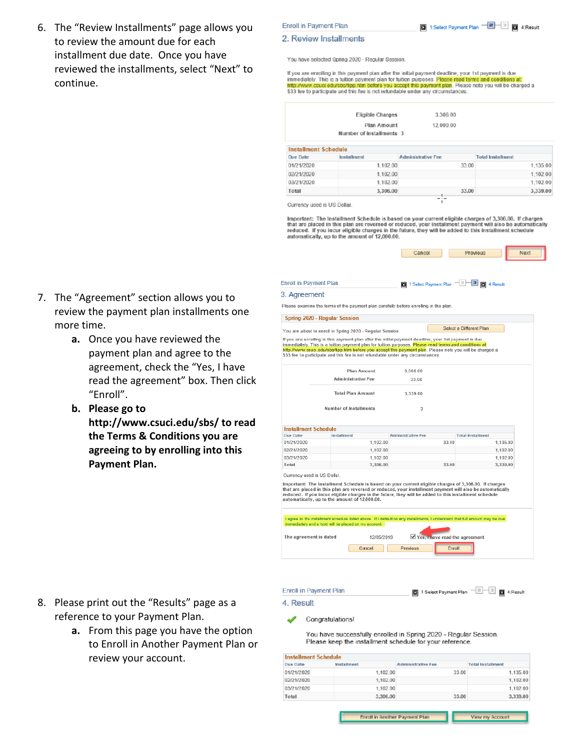6. The "Review Installments" page allows you to review the amount due for each installment due date. Once you have reviewed the installments, select "Next" to continue.

Enroll in Payment Plan — 1:Select Payment Plan — 4:Result

## 2. Review Installments

You have selected Spring 2020 - Regular Session.

If you are enrolling in this payment plan after the initial payment deadline, your 1st payment is due immediately. This is a tuition payment plan for tuition purposes. Please read terms and conditions at: http://www.csuci.edu/sbs/tpp.htm before you accept this payment plan. Please note you will be charged a $33 fee to participate and this fee is not refundable under any circumstances.

Eligible Charges 3,306.00
Plan Amount 12,000.00
Number of Installments 3

**Installment Schedule**

| Due Date | Installment | Administrative Fee | Total Installment |
|---|---|---|---|
| 01/21/2020 | 1,102.00 | 33.00 | 1,135.00 |
| 02/21/2020 | 1,102.00 | | 1,102.00 |
| 03/21/2020 | 1,102.00 | | 1,102.00 |
| Total | 3,306.00 | 33.00 | 3,339.00 |

Currency used is US Dollar.

Important: The Installment Schedule is based on your current eligible charges of 3,306.00. If charges that are placed in this plan are reversed or reduced, your installment payment will also be automatically reduced. If you incur eligible charges in the future, they will be added to this installment schedule automatically, up to the amount of 12,000.00.

Cancel | Previous | Next

7. The "Agreement" section allows you to review the payment plan installments one more time.
   a. Once you have reviewed the payment plan and agree to the agreement, check the "Yes, I have read the agreement" box. Then click "Enroll".
   b. **Please go to http://www.csuci.edu/sbs/ to read the Terms & Conditions you are agreeing to by enrolling into this Payment Plan.**

Enroll in Payment Plan — 1:Select Payment Plan — 4:Result

## 3. Agreement

Please examine the terms of the payment plan carefully before enrolling in the plan.

**Spring 2020 - Regular Session**

You are about to enroll in Spring 2020 - Regular Session. [Select a Different Plan]

If you are enrolling in this payment plan after the initial payment deadline, your 1st payment is due immediately. This is a tuition payment plan for tuition purposes. Please read terms and conditions at http://www.csuci.edu/sbs/tpp.htm before you accept this payment plan. Please note you will be charged a $33 fee to participate and this fee is not refundable under any circumstances.

Plan Amount 3,306.00
Administrative Fee 33.00
Total Plan Amount 3,339.00
Number of Installments 3

**Installment Schedule**

| Due Date | Installment | Administrative Fee | Total Installment |
|---|---|---|---|
| 01/21/2020 | 1,102.00 | 33.00 | 1,135.00 |
| 02/21/2020 | 1,102.00 | | 1,102.00 |
| 03/21/2020 | 1,102.00 | | 1,102.00 |
| Total | 3,306.00 | 33.00 | 3,339.00 |

Currency used is US Dollar.

Important: The Installment Schedule is based on your current eligible charges of 3,306.00. If charges that are placed in this plan are reversed or reduced, your installment payment will also be automatically reduced. If you incur eligible charges in the future, they will be added to this installment schedule automatically, up to the amount of 12,000.00.

I agree to the installment schedule listed above. If I default on any installments, I understand that full amount may be due immediately and a hold will be placed on my account.

The agreement is dated 12/05/2019 ☑ Yes, I have read the agreement

Cancel | Previous | Enroll

8. Please print out the "Results" page as a reference to your Payment Plan.
   a. From this page you have the option to Enroll in Another Payment Plan or review your account.

Enroll in Payment Plan — 1:Select Payment Plan — 4:Result

## 4. Result

Congratulations!

You have successfully enrolled in Spring 2020 - Regular Session. Please keep the installment schedule for your reference.

**Installment Schedule**

| Due Date | Installment | Administrative Fee | Total Installment |
|---|---|---|---|
| 01/21/2020 | 1,102.00 | 33.00 | 1,135.00 |
| 02/21/2020 | 1,102.00 | | 1,102.00 |
| 03/21/2020 | 1,102.00 | | 1,102.00 |
| Total | 3,306.00 | 33.00 | 3,339.00 |

Enroll in Another Payment Plan | View my Account